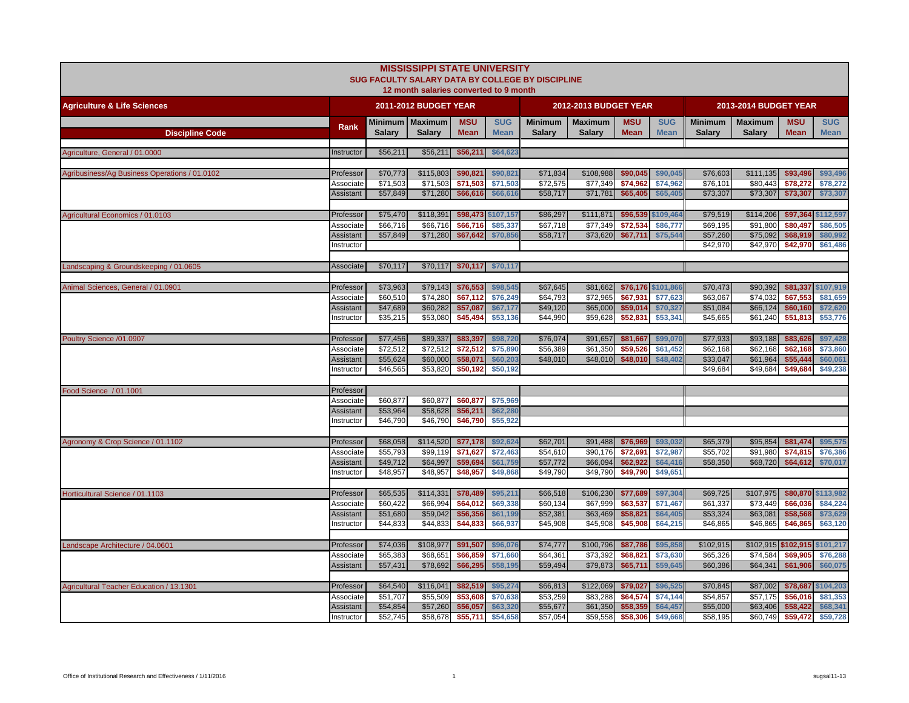# MISSISSIPPI STATE UNIVERSITY

## SUG FACULTY SALARY DATA BY COLLEGE BY DISCIPLINE

### 12 month salaries converted to 9 month

| Agriculture & Life Sciences | | 2011-2012 BUDGET YEAR | | | | 2012-2013 BUDGET YEAR | | | | 2013-2014 BUDGET YEAR | | | |
|---|---|---|---|---|---|---|---|---|---|---|---|---|---|
| Discipline Code | Rank | Minimum Salary | Maximum Salary | MSU Mean | SUG Mean | Minimum Salary | Maximum Salary | MSU Mean | SUG Mean | Minimum Salary | Maximum Salary | MSU Mean | SUG Mean |
| Agriculture, General / 01.0000 | Instructor | $56,211 | $56,211 | $56,211 | $64,623 | | | | | | | | |
| Agribusiness/Ag Business Operations / 01.0102 | Professor | $70,773 | $115,803 | $90,821 | $90,821 | $71,834 | $108,988 | $90,045 | $90,045 | $76,603 | $111,135 | $93,496 | $93,496 |
| | Associate | $71,503 | $71,503 | $71,503 | $71,503 | $72,575 | $77,349 | $74,962 | $74,962 | $76,101 | $80,443 | $78,272 | $78,272 |
| | Assistant | $57,849 | $71,280 | $66,616 | $66,616 | $58,717 | $71,781 | $65,405 | $65,405 | $73,307 | $73,307 | $73,307 | $73,307 |
| Agricultural Economics / 01.0103 | Professor | $75,470 | $118,391 | $98,473 | $107,157 | $86,297 | $111,871 | $96,539 | $109,464 | $79,519 | $114,206 | $97,364 | $112,597 |
| | Associate | $66,716 | $66,716 | $66,716 | $85,337 | $67,718 | $77,349 | $72,534 | $86,777 | $69,195 | $91,800 | $80,497 | $86,505 |
| | Assistant | $57,849 | $71,280 | $67,642 | $70,856 | $58,717 | $73,620 | $67,711 | $75,544 | $57,260 | $75,092 | $68,919 | $80,992 |
| | Instructor | | | | | | | | | $42,970 | $42,970 | $42,970 | $61,486 |
| Landscaping & Groundskeeping / 01.0605 | Associate | $70,117 | $70,117 | $70,117 | $70,117 | | | | | | | | |
| Animal Sciences, General / 01.0901 | Professor | $73,963 | $79,143 | $76,553 | $98,545 | $67,645 | $81,662 | $76,176 | $101,866 | $70,473 | $90,392 | $81,337 | $107,919 |
| | Associate | $60,510 | $74,280 | $67,112 | $76,249 | $64,793 | $72,965 | $67,931 | $77,623 | $63,067 | $74,032 | $67,553 | $81,659 |
| | Assistant | $47,689 | $60,282 | $57,087 | $67,177 | $49,120 | $65,000 | $59,014 | $70,327 | $51,084 | $66,124 | $60,160 | $72,620 |
| | Instructor | $35,215 | $53,080 | $45,494 | $53,136 | $44,990 | $59,628 | $52,831 | $53,341 | $45,665 | $61,240 | $51,813 | $53,776 |
| Poultry Science /01.0907 | Professor | $77,456 | $89,337 | $83,397 | $98,720 | $76,074 | $91,657 | $81,667 | $99,070 | $77,933 | $93,188 | $83,626 | $97,428 |
| | Associate | $72,512 | $72,512 | $72,512 | $75,890 | $56,389 | $61,350 | $59,526 | $61,452 | $62,168 | $62,168 | $62,168 | $73,860 |
| | Assistant | $55,624 | $60,000 | $58,071 | $60,203 | $48,010 | $48,010 | $48,010 | $48,402 | $33,047 | $61,964 | $55,444 | $60,061 |
| | Instructor | $46,565 | $53,820 | $50,192 | $50,192 | | | | | $49,684 | $49,684 | $49,684 | $49,238 |
| Food Science / 01.1001 | Professor | | | | | | | | | | | | |
| | Associate | $60,877 | $60,877 | $60,877 | $75,969 | | | | | | | | |
| | Assistant | $53,964 | $58,628 | $56,211 | $62,280 | | | | | | | | |
| | Instructor | $46,790 | $46,790 | $46,790 | $55,922 | | | | | | | | |
| Agronomy & Crop Science / 01.1102 | Professor | $68,058 | $114,520 | $77,178 | $92,624 | $62,701 | $91,488 | $76,969 | $93,032 | $65,379 | $95,854 | $81,474 | $95,575 |
| | Associate | $55,793 | $99,119 | $71,627 | $72,463 | $54,610 | $90,176 | $72,691 | $72,987 | $55,702 | $91,980 | $74,815 | $76,386 |
| | Assistant | $49,712 | $64,997 | $59,694 | $61,759 | $57,772 | $66,094 | $62,922 | $64,416 | $58,350 | $68,720 | $64,612 | $70,017 |
| | Instructor | $48,957 | $48,957 | $48,957 | $49,868 | $49,790 | $49,790 | $49,790 | $49,651 | | | | |
| Horticultural Science / 01.1103 | Professor | $65,535 | $114,331 | $78,489 | $95,211 | $66,518 | $106,230 | $77,689 | $97,304 | $69,725 | $107,975 | $80,870 | $113,982 |
| | Associate | $60,422 | $66,994 | $64,012 | $69,338 | $60,134 | $67,999 | $63,537 | $71,467 | $61,337 | $73,449 | $66,036 | $84,224 |
| | Assistant | $51,680 | $59,042 | $56,356 | $61,199 | $52,381 | $63,469 | $58,821 | $64,405 | $53,324 | $63,081 | $58,568 | $73,629 |
| | Instructor | $44,833 | $44,833 | $44,833 | $66,937 | $45,908 | $45,908 | $45,908 | $64,215 | $46,865 | $46,865 | $46,865 | $63,120 |
| Landscape Architecture / 04.0601 | Professor | $74,036 | $108,977 | $91,507 | $96,076 | $74,777 | $100,796 | $87,786 | $95,858 | $102,915 | $102,915 | $102,915 | $101,217 |
| | Associate | $65,383 | $68,651 | $66,859 | $71,660 | $64,361 | $73,392 | $68,821 | $73,630 | $65,326 | $74,584 | $69,905 | $76,288 |
| | Assistant | $57,431 | $78,692 | $66,295 | $58,195 | $59,494 | $79,873 | $65,711 | $59,645 | $60,386 | $64,341 | $61,906 | $60,075 |
| Agricultural Teacher Education / 13.1301 | Professor | $64,540 | $116,041 | $82,519 | $95,274 | $66,813 | $122,069 | $79,027 | $96,525 | $70,845 | $87,002 | $78,687 | $104,203 |
| | Associate | $51,707 | $55,509 | $53,608 | $70,638 | $53,259 | $83,288 | $64,574 | $74,144 | $54,857 | $57,175 | $56,016 | $81,353 |
| | Assistant | $54,854 | $57,260 | $56,057 | $63,320 | $55,677 | $61,350 | $58,359 | $64,457 | $55,000 | $63,406 | $58,422 | $68,341 |
| | Instructor | $52,745 | $58,678 | $55,711 | $54,658 | $57,054 | $59,558 | $58,306 | $49,668 | $58,195 | $60,749 | $59,472 | $59,728 |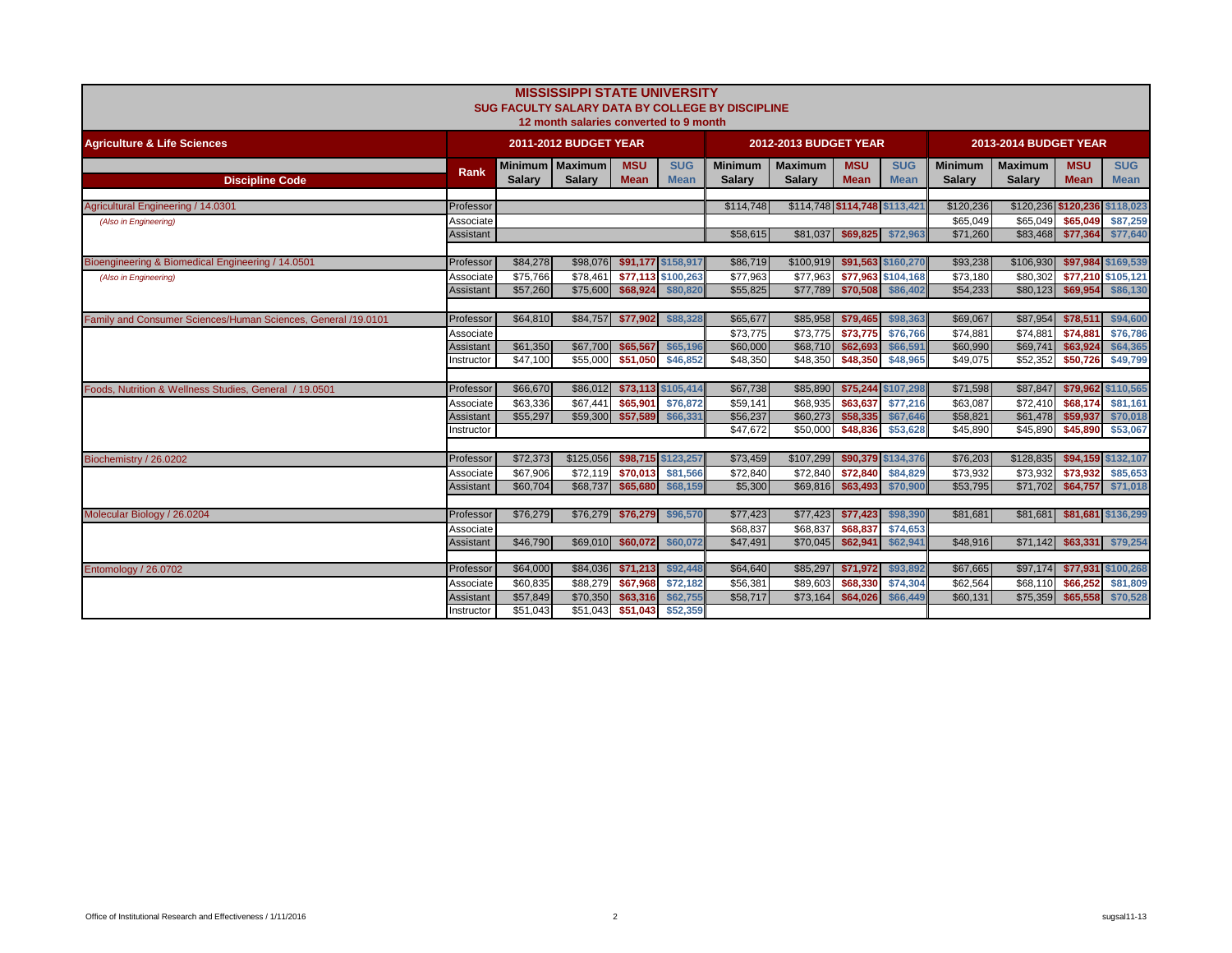# MISSISSIPPI STATE UNIVERSITY

## SUG FACULTY SALARY DATA BY COLLEGE BY DISCIPLINE

12 month salaries converted to 9 month

| Agriculture & Life Sciences | | 2011-2012 BUDGET YEAR | | | | 2012-2013 BUDGET YEAR | | | | 2013-2014 BUDGET YEAR | | | |
|---|---|---|---|---|---|---|---|---|---|---|---|---|---|
| Discipline Code | Rank | Minimum Salary | Maximum Salary | MSU Mean | SUG Mean | Minimum Salary | Maximum Salary | MSU Mean | SUG Mean | Minimum Salary | Maximum Salary | MSU Mean | SUG Mean |
| Agricultural Engineering / 14.0301 | Professor | | | | | $114,748 | $114,748 | $114,748 | $113,421 | $120,236 | $120,236 | $120,236 | $118,023 |
| *(Also in Engineering)* | Associate | | | | | | | | | $65,049 | $65,049 | $65,049 | $87,259 |
| | Assistant | | | | | $58,615 | $81,037 | $69,825 | $72,963 | $71,260 | $83,468 | $77,364 | $77,640 |
| Bioengineering & Biomedical Engineering / 14.0501 | Professor | $84,278 | $98,076 | $91,177 | $158,917 | $86,719 | $100,919 | $91,563 | $160,270 | $93,238 | $106,930 | $97,984 | $169,539 |
| *(Also in Engineering)* | Associate | $75,766 | $78,461 | $77,113 | $100,263 | $77,963 | $77,963 | $77,963 | $104,168 | $73,180 | $80,302 | $77,210 | $105,121 |
| | Assistant | $57,260 | $75,600 | $68,924 | $80,820 | $55,825 | $77,789 | $70,508 | $86,402 | $54,233 | $80,123 | $69,954 | $86,130 |
| Family and Consumer Sciences/Human Sciences, General /19.0101 | Professor | $64,810 | $84,757 | $77,902 | $88,328 | $65,677 | $85,958 | $79,465 | $98,363 | $69,067 | $87,954 | $78,511 | $94,600 |
| | Associate | | | | | $73,775 | $73,775 | $73,775 | $76,766 | $74,881 | $74,881 | $74,881 | $76,786 |
| | Assistant | $61,350 | $67,700 | $65,567 | $65,196 | $60,000 | $68,710 | $62,693 | $66,591 | $60,990 | $69,741 | $63,924 | $64,365 |
| | Instructor | $47,100 | $55,000 | $51,050 | $46,852 | $48,350 | $48,350 | $48,350 | $48,965 | $49,075 | $52,352 | $50,726 | $49,799 |
| Foods, Nutrition & Wellness Studies, General / 19.0501 | Professor | $66,670 | $86,012 | $73,113 | $105,414 | $67,738 | $85,890 | $75,244 | $107,298 | $71,598 | $87,847 | $79,962 | $110,565 |
| | Associate | $63,336 | $67,441 | $65,901 | $76,872 | $59,141 | $68,935 | $63,637 | $77,216 | $63,087 | $72,410 | $68,174 | $81,161 |
| | Assistant | $55,297 | $59,300 | $57,589 | $66,331 | $56,237 | $60,273 | $58,335 | $67,646 | $58,821 | $61,478 | $59,937 | $70,018 |
| | Instructor | | | | | $47,672 | $50,000 | $48,836 | $53,628 | $45,890 | $45,890 | $45,890 | $53,067 |
| Biochemistry / 26.0202 | Professor | $72,373 | $125,056 | $98,715 | $123,257 | $73,459 | $107,299 | $90,379 | $134,376 | $76,203 | $128,835 | $94,159 | $132,107 |
| | Associate | $67,906 | $72,119 | $70,013 | $81,566 | $72,840 | $72,840 | $72,840 | $84,829 | $73,932 | $73,932 | $73,932 | $85,653 |
| | Assistant | $60,704 | $68,737 | $65,680 | $68,159 | $5,300 | $69,816 | $63,493 | $70,900 | $53,795 | $71,702 | $64,757 | $71,018 |
| Molecular Biology / 26.0204 | Professor | $76,279 | $76,279 | $76,279 | $96,570 | $77,423 | $77,423 | $77,423 | $98,390 | $81,681 | $81,681 | $81,681 | $136,299 |
| | Associate | | | | | $68,837 | $68,837 | $68,837 | $74,653 | | | | |
| | Assistant | $46,790 | $69,010 | $60,072 | $60,072 | $47,491 | $70,045 | $62,941 | $62,941 | $48,916 | $71,142 | $63,331 | $79,254 |
| Entomology / 26.0702 | Professor | $64,000 | $84,036 | $71,213 | $92,448 | $64,640 | $85,297 | $71,972 | $93,892 | $67,665 | $97,174 | $77,931 | $100,268 |
| | Associate | $60,835 | $88,279 | $67,968 | $72,182 | $56,381 | $89,603 | $68,330 | $74,304 | $62,564 | $68,110 | $66,252 | $81,809 |
| | Assistant | $57,849 | $70,350 | $63,316 | $62,755 | $58,717 | $73,164 | $64,026 | $66,449 | $60,131 | $75,359 | $65,558 | $70,528 |
| | Instructor | $51,043 | $51,043 | $51,043 | $52,359 | | | | | | | | |

Office of Institutional Research and Effectiveness / 1/11/2016 sugsal11-13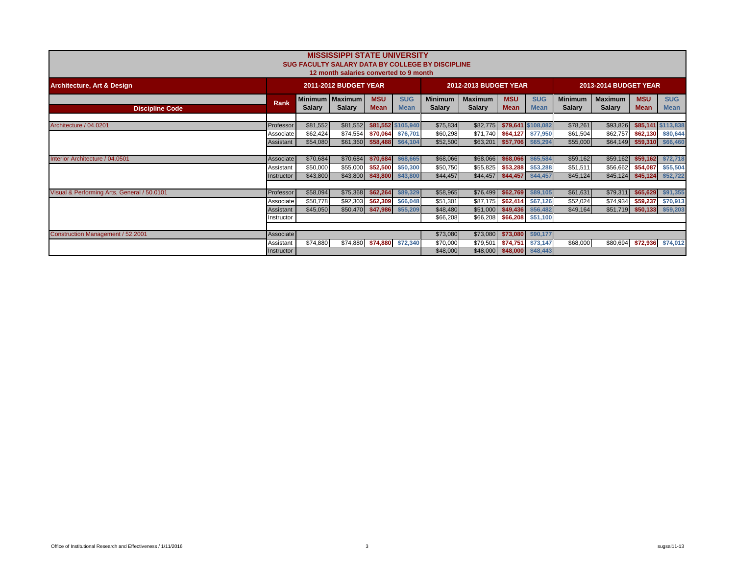# MISSISSIPPI STATE UNIVERSITY

## SUG FACULTY SALARY DATA BY COLLEGE BY DISCIPLINE

12 month salaries converted to 9 month

| Architecture, Art & Design | | 2011-2012 BUDGET YEAR | | | | 2012-2013 BUDGET YEAR | | | | 2013-2014 BUDGET YEAR | | | |
|---|---|---|---|---|---|---|---|---|---|---|---|---|---|
| Discipline Code | Rank | Minimum Salary | Maximum Salary | MSU Mean | SUG Mean | Minimum Salary | Maximum Salary | MSU Mean | SUG Mean | Minimum Salary | Maximum Salary | MSU Mean | SUG Mean |
| Architecture / 04.0201 | Professor | $81,552 | $81,552 | $81,552 | $105,940 | $75,834 | $82,775 | $79,641 | $108,082 | $78,261 | $93,826 | $85,141 | $113,838 |
| | Associate | $62,424 | $74,554 | $70,064 | $76,701 | $60,298 | $71,740 | $64,127 | $77,950 | $61,504 | $62,757 | $62,130 | $80,644 |
| | Assistant | $54,080 | $61,360 | $58,488 | $64,104 | $52,500 | $63,201 | $57,706 | $65,294 | $55,000 | $64,149 | $59,310 | $66,460 |
| Interior Architecture / 04.0501 | Associate | $70,684 | $70,684 | $70,684 | $68,665 | $68,066 | $68,066 | $68,066 | $65,584 | $59,162 | $59,162 | $59,162 | $72,718 |
| | Assistant | $50,000 | $55,000 | $52,500 | $50,300 | $50,750 | $55,825 | $53,288 | $53,288 | $51,511 | $56,662 | $54,087 | $55,504 |
| | Instructor | $43,800 | $43,800 | $43,800 | $43,800 | $44,457 | $44,457 | $44,457 | $44,457 | $45,124 | $45,124 | $45,124 | $52,722 |
| Visual & Performing Arts, General / 50.0101 | Professor | $58,094 | $75,368 | $62,264 | $89,329 | $58,965 | $76,499 | $62,769 | $89,105 | $61,631 | $79,311 | $65,629 | $91,355 |
| | Associate | $50,778 | $92,303 | $62,309 | $66,048 | $51,301 | $87,175 | $62,414 | $67,126 | $52,024 | $74,934 | $59,237 | $70,913 |
| | Assistant | $45,050 | $50,470 | $47,986 | $55,209 | $48,480 | $51,000 | $49,436 | $56,482 | $49,164 | $51,719 | $50,133 | $59,203 |
| | Instructor | | | | | $66,208 | $66,208 | $66,208 | $51,100 | | | | |
| Construction Management / 52.2001 | Associate | | | | | $73,080 | $73,080 | $73,080 | $90,177 | | | | |
| | Assistant | $74,880 | $74,880 | $74,880 | $72,340 | $70,000 | $79,501 | $74,751 | $73,147 | $68,000 | $80,694 | $72,936 | $74,012 |
| | Instructor | | | | | $48,000 | $48,000 | $48,000 | $48,443 | | | | |

Office of Institutional Research and Effectiveness / 1/11/2016

sugsal11-13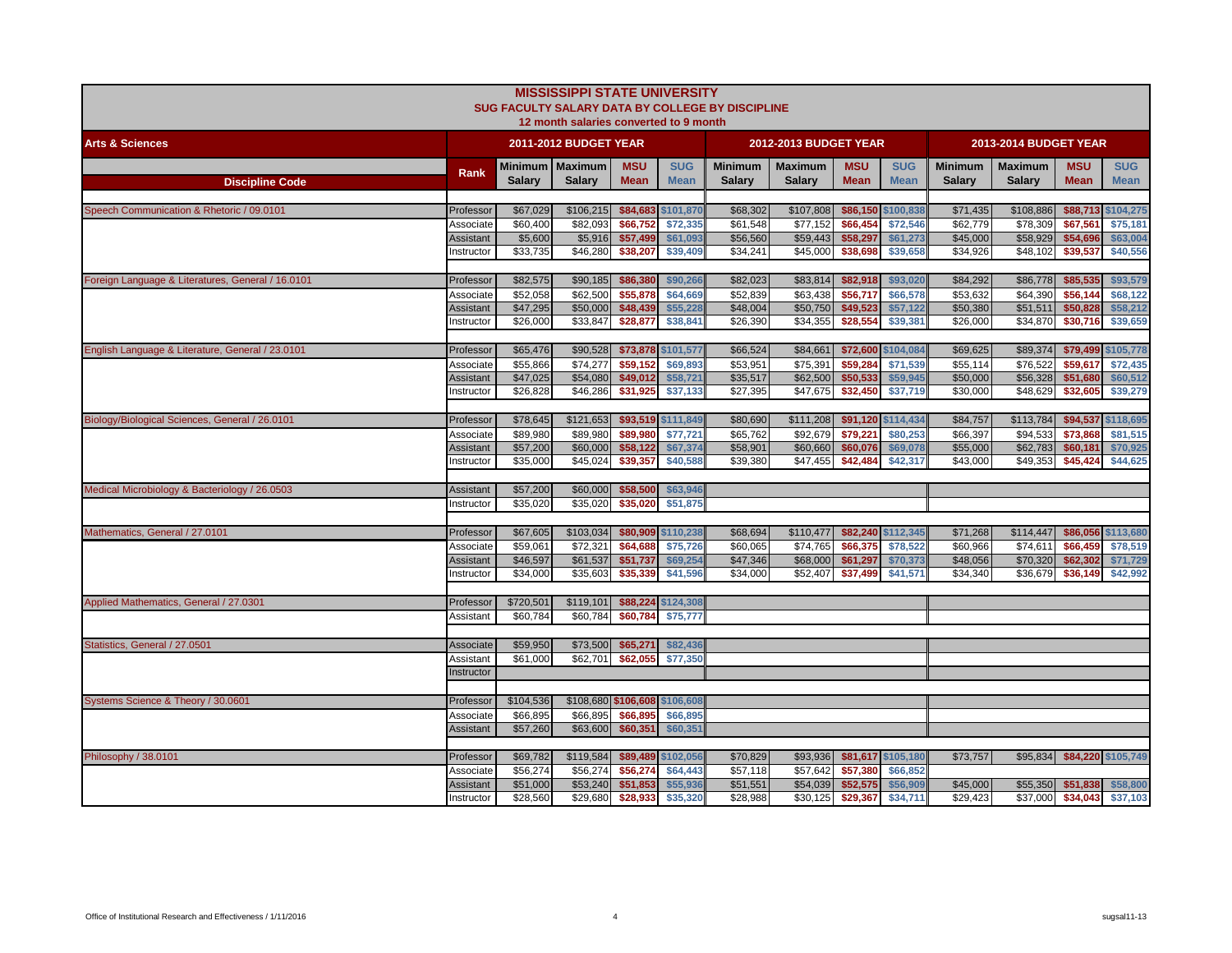# MISSISSIPPI STATE UNIVERSITY
## SUG FACULTY SALARY DATA BY COLLEGE BY DISCIPLINE
### 12 month salaries converted to 9 month

| Arts & Sciences | | 2011-2012 BUDGET YEAR | | | | 2012-2013 BUDGET YEAR | | | | 2013-2014 BUDGET YEAR | | | |
|---|---|---|---|---|---|---|---|---|---|---|---|---|---|
| Discipline Code | Rank | Minimum Salary | Maximum Salary | MSU Mean | SUG Mean | Minimum Salary | Maximum Salary | MSU Mean | SUG Mean | Minimum Salary | Maximum Salary | MSU Mean | SUG Mean |
| Speech Communication & Rhetoric / 09.0101 | Professor | $67,029 | $106,215 | $84,683 | $101,870 | $68,302 | $107,808 | $86,150 | $100,838 | $71,435 | $108,886 | $88,713 | $104,275 |
| | Associate | $60,400 | $82,093 | $66,752 | $72,335 | $61,548 | $77,152 | $66,454 | $72,546 | $62,779 | $78,309 | $67,561 | $75,181 |
| | Assistant | $5,600 | $5,916 | $57,499 | $61,093 | $56,560 | $59,443 | $58,297 | $61,273 | $45,000 | $58,929 | $54,696 | $63,004 |
| | Instructor | $33,735 | $46,280 | $38,207 | $39,409 | $34,241 | $45,000 | $38,698 | $39,658 | $34,926 | $48,102 | $39,537 | $40,556 |
| Foreign Language & Literatures, General / 16.0101 | Professor | $82,575 | $90,185 | $86,380 | $90,266 | $82,023 | $83,814 | $82,918 | $93,020 | $84,292 | $86,778 | $85,535 | $93,579 |
| | Associate | $52,058 | $62,500 | $55,878 | $64,669 | $52,839 | $63,438 | $56,717 | $66,578 | $53,632 | $64,390 | $56,144 | $68,122 |
| | Assistant | $47,295 | $50,000 | $48,439 | $55,228 | $48,004 | $50,750 | $49,523 | $57,122 | $50,380 | $51,511 | $50,828 | $58,212 |
| | Instructor | $26,000 | $33,847 | $28,877 | $38,841 | $26,390 | $34,355 | $28,554 | $39,381 | $26,000 | $34,870 | $30,716 | $39,659 |
| English Language & Literature, General / 23.0101 | Professor | $65,476 | $90,528 | $73,878 | $101,577 | $66,524 | $84,661 | $72,600 | $104,084 | $69,625 | $89,374 | $79,499 | $105,778 |
| | Associate | $55,866 | $74,277 | $59,152 | $69,893 | $53,951 | $75,391 | $59,284 | $71,539 | $55,114 | $76,522 | $59,617 | $72,435 |
| | Assistant | $47,025 | $54,080 | $49,012 | $58,721 | $35,517 | $62,500 | $50,533 | $59,945 | $50,000 | $56,328 | $51,680 | $60,512 |
| | Instructor | $26,828 | $46,286 | $31,925 | $37,133 | $27,395 | $47,675 | $32,450 | $37,719 | $30,000 | $48,629 | $32,605 | $39,279 |
| Biology/Biological Sciences, General / 26.0101 | Professor | $78,645 | $121,653 | $93,519 | $111,849 | $80,690 | $111,208 | $91,120 | $114,434 | $84,757 | $113,784 | $94,537 | $118,695 |
| | Associate | $89,980 | $89,980 | $89,980 | $77,721 | $65,762 | $92,679 | $79,221 | $80,253 | $66,397 | $94,533 | $73,868 | $81,515 |
| | Assistant | $57,200 | $60,000 | $58,122 | $67,374 | $58,901 | $60,660 | $60,076 | $69,078 | $55,000 | $62,783 | $60,181 | $70,925 |
| | Instructor | $35,000 | $45,024 | $39,357 | $40,588 | $39,380 | $47,455 | $42,484 | $42,317 | $43,000 | $49,353 | $45,424 | $44,625 |
| Medical Microbiology & Bacteriology / 26.0503 | Assistant | $57,200 | $60,000 | $58,500 | $63,946 | | | | | | | | |
| | Instructor | $35,020 | $35,020 | $35,020 | $51,875 | | | | | | | | |
| Mathematics, General / 27.0101 | Professor | $67,605 | $103,034 | $80,909 | $110,238 | $68,694 | $110,477 | $82,240 | $112,345 | $71,268 | $114,447 | $86,056 | $113,680 |
| | Associate | $59,061 | $72,321 | $64,688 | $75,726 | $60,065 | $74,765 | $66,375 | $78,522 | $60,966 | $74,611 | $66,459 | $78,519 |
| | Assistant | $46,597 | $61,537 | $51,737 | $69,254 | $47,346 | $68,000 | $61,297 | $70,373 | $48,056 | $70,320 | $62,302 | $71,729 |
| | Instructor | $34,000 | $35,603 | $35,339 | $41,596 | $34,000 | $52,407 | $37,499 | $41,571 | $34,340 | $36,679 | $36,149 | $42,992 |
| Applied Mathematics, General / 27.0301 | Professor | $720,501 | $119,101 | $88,224 | $124,308 | | | | | | | | |
| | Assistant | $60,784 | $60,784 | $60,784 | $75,777 | | | | | | | | |
| Statistics, General / 27.0501 | Associate | $59,950 | $73,500 | $65,271 | $82,436 | | | | | | | | |
| | Assistant | $61,000 | $62,701 | $62,055 | $77,350 | | | | | | | | |
| | Instructor | | | | | | | | | | | | |
| Systems Science & Theory / 30.0601 | Professor | $104,536 | $108,680 | $106,608 | $106,608 | | | | | | | | |
| | Associate | $66,895 | $66,895 | $66,895 | $66,895 | | | | | | | | |
| | Assistant | $57,260 | $63,600 | $60,351 | $60,351 | | | | | | | | |
| Philosophy / 38.0101 | Professor | $69,782 | $119,584 | $89,489 | $102,056 | $70,829 | $93,936 | $81,617 | $105,180 | $73,757 | $95,834 | $84,220 | $105,749 |
| | Associate | $56,274 | $56,274 | $56,274 | $64,443 | $57,118 | $57,642 | $57,380 | $66,852 | | | | |
| | Assistant | $51,000 | $53,240 | $51,853 | $55,936 | $51,551 | $54,039 | $52,575 | $56,909 | $45,000 | $55,350 | $51,838 | $58,800 |
| | Instructor | $28,560 | $29,680 | $28,933 | $35,320 | $28,988 | $30,125 | $29,367 | $34,711 | $29,423 | $37,000 | $34,043 | $37,103 |

Office of Institutional Research and Effectiveness / 1/11/2016 sugsal11-13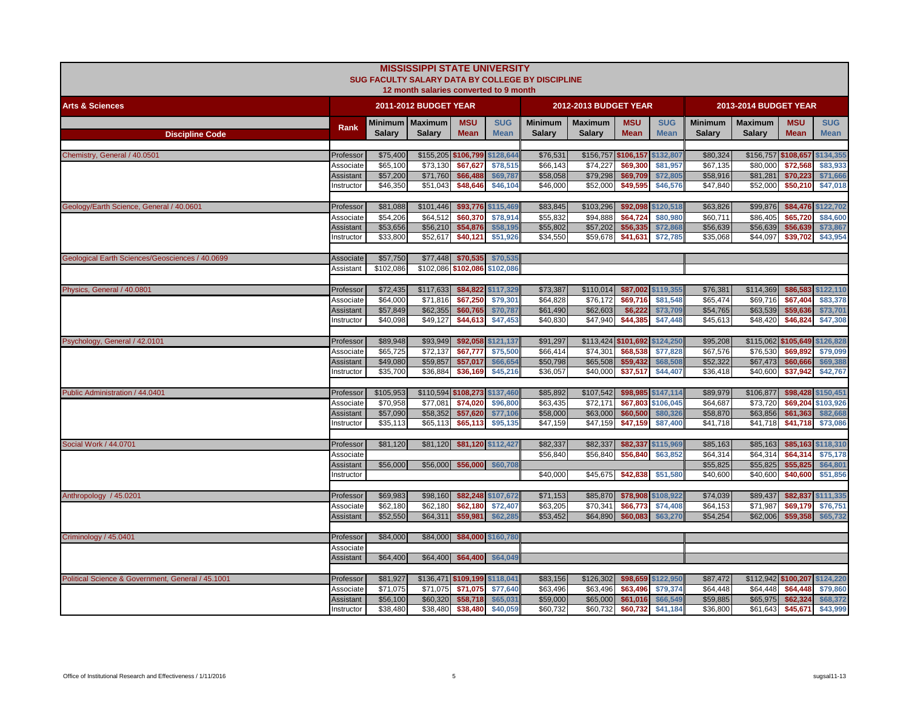# MISSISSIPPI STATE UNIVERSITY

## SUG FACULTY SALARY DATA BY COLLEGE BY DISCIPLINE

12 month salaries converted to 9 month

| Arts & Sciences | | 2011-2012 BUDGET YEAR | | | | 2012-2013 BUDGET YEAR | | | | 2013-2014 BUDGET YEAR | | | |
|---|---|---|---|---|---|---|---|---|---|---|---|---|---|
| Discipline Code | Rank | Minimum Salary | Maximum Salary | MSU Mean | SUG Mean | Minimum Salary | Maximum Salary | MSU Mean | SUG Mean | Minimum Salary | Maximum Salary | MSU Mean | SUG Mean |
| Chemistry, General / 40.0501 | Professor | $75,400 | $155,205 | $106,799 | $128,644 | $76,531 | $156,757 | $106,157 | $132,807 | $80,324 | $156,757 | $108,657 | $134,355 |
| | Associate | $65,100 | $73,130 | $67,627 | $78,515 | $66,143 | $74,227 | $69,300 | $81,957 | $67,135 | $80,000 | $72,568 | $83,933 |
| | Assistant | $57,200 | $71,760 | $66,488 | $69,787 | $58,058 | $79,298 | $69,709 | $72,805 | $58,916 | $81,281 | $70,223 | $71,666 |
| | Instructor | $46,350 | $51,043 | $48,646 | $46,104 | $46,000 | $52,000 | $49,595 | $46,576 | $47,840 | $52,000 | $50,210 | $47,018 |
| Geology/Earth Science, General / 40.0601 | Professor | $81,088 | $101,446 | $93,776 | $115,469 | $83,845 | $103,296 | $92,098 | $120,518 | $63,826 | $99,876 | $84,476 | $122,702 |
| | Associate | $54,206 | $64,512 | $60,370 | $78,914 | $55,832 | $94,888 | $64,724 | $80,980 | $60,711 | $86,405 | $65,720 | $84,600 |
| | Assistant | $53,656 | $56,210 | $54,876 | $58,195 | $55,802 | $57,202 | $56,335 | $72,868 | $56,639 | $56,639 | $56,639 | $73,867 |
| | Instructor | $33,800 | $52,617 | $40,121 | $51,926 | $34,550 | $59,678 | $41,631 | $72,785 | $35,068 | $44,097 | $39,702 | $43,954 |
| Geological Earth Sciences/Geosciences / 40.0699 | Associate | $57,750 | $77,448 | $70,535 | $70,535 | | | | | | | | |
| | Assistant | $102,086 | $102,086 | $102,086 | $102,086 | | | | | | | | |
| Physics, General / 40.0801 | Professor | $72,435 | $117,633 | $84,822 | $117,329 | $73,387 | $110,014 | $87,002 | $119,355 | $76,381 | $114,369 | $86,583 | $122,110 |
| | Associate | $64,000 | $71,816 | $67,250 | $79,301 | $64,828 | $76,172 | $69,716 | $81,548 | $65,474 | $69,716 | $67,404 | $83,378 |
| | Assistant | $57,849 | $62,355 | $60,765 | $70,787 | $61,490 | $62,603 | $6,222 | $73,709 | $54,765 | $63,539 | $59,636 | $73,701 |
| | Instructor | $40,098 | $49,127 | $44,613 | $47,453 | $40,830 | $47,940 | $44,385 | $47,448 | $45,613 | $48,420 | $46,824 | $47,308 |
| Psychology, General / 42.0101 | Professor | $89,948 | $93,949 | $92,058 | $121,137 | $91,297 | $113,424 | $101,692 | $124,250 | $95,208 | $115,062 | $105,649 | $126,828 |
| | Associate | $65,725 | $72,137 | $67,777 | $75,500 | $66,414 | $74,301 | $68,538 | $77,828 | $67,576 | $76,530 | $69,892 | $79,099 |
| | Assistant | $49,080 | $59,857 | $57,017 | $66,654 | $50,798 | $65,508 | $59,432 | $68,508 | $52,322 | $67,473 | $60,666 | $69,388 |
| | Instructor | $35,700 | $36,884 | $36,169 | $45,216 | $36,057 | $40,000 | $37,517 | $44,407 | $36,418 | $40,600 | $37,942 | $42,767 |
| Public Administration / 44.0401 | Professor | $105,953 | $110,594 | $108,273 | $137,460 | $85,892 | $107,542 | $98,985 | $147,114 | $89,979 | $106,877 | $98,428 | $150,451 |
| | Associate | $70,958 | $77,081 | $74,020 | $96,800 | $63,435 | $72,171 | $67,803 | $106,045 | $64,687 | $73,720 | $69,204 | $103,926 |
| | Assistant | $57,090 | $58,352 | $57,620 | $77,106 | $58,000 | $63,000 | $60,500 | $80,326 | $58,870 | $63,856 | $61,363 | $82,668 |
| | Instructor | $35,113 | $65,113 | $65,113 | $95,135 | $47,159 | $47,159 | $47,159 | $87,400 | $41,718 | $41,718 | $41,718 | $73,086 |
| Social Work / 44.0701 | Professor | $81,120 | $81,120 | $81,120 | $112,427 | $82,337 | $82,337 | $82,337 | $115,969 | $85,163 | $85,163 | $85,163 | $118,310 |
| | Associate | | | | | $56,840 | $56,840 | $56,840 | $63,852 | $64,314 | $64,314 | $64,314 | $75,178 |
| | Assistant | $56,000 | $56,000 | $56,000 | $60,708 | | | | | $55,825 | $55,825 | $55,825 | $64,801 |
| | Instructor | | | | | $40,000 | $45,675 | $42,838 | $51,580 | $40,600 | $40,600 | $40,600 | $51,856 |
| Anthropology / 45.0201 | Professor | $69,983 | $98,160 | $82,248 | $107,672 | $71,153 | $85,870 | $78,908 | $108,922 | $74,039 | $89,437 | $82,837 | $111,335 |
| | Associate | $62,180 | $62,180 | $62,180 | $72,407 | $63,205 | $70,341 | $66,773 | $74,408 | $64,153 | $71,987 | $69,179 | $76,751 |
| | Assistant | $52,550 | $64,311 | $59,981 | $62,285 | $53,452 | $64,890 | $60,083 | $63,270 | $54,254 | $62,006 | $59,358 | $65,732 |
| Criminology / 45.0401 | Professor | $84,000 | $84,000 | $84,000 | $160,780 | | | | | | | | |
| | Associate | | | | | | | | | | | | |
| | Assistant | $64,400 | $64,400 | $64,400 | $64,049 | | | | | | | | |
| Political Science & Government, General / 45.1001 | Professor | $81,927 | $136,471 | $109,199 | $118,041 | $83,156 | $126,302 | $98,659 | $122,950 | $87,472 | $112,942 | $100,207 | $124,220 |
| | Associate | $71,075 | $71,075 | $71,075 | $77,640 | $63,496 | $63,496 | $63,496 | $79,374 | $64,448 | $64,448 | $64,448 | $79,860 |
| | Assistant | $56,100 | $60,320 | $58,718 | $65,031 | $59,000 | $65,000 | $61,016 | $66,549 | $59,885 | $65,975 | $62,324 | $68,372 |
| | Instructor | $38,480 | $38,480 | $38,480 | $40,059 | $60,732 | $60,732 | $60,732 | $41,184 | $36,800 | $61,643 | $45,671 | $43,999 |

Office of Institutional Research and Effectiveness / 1/11/2016 sugsal11-13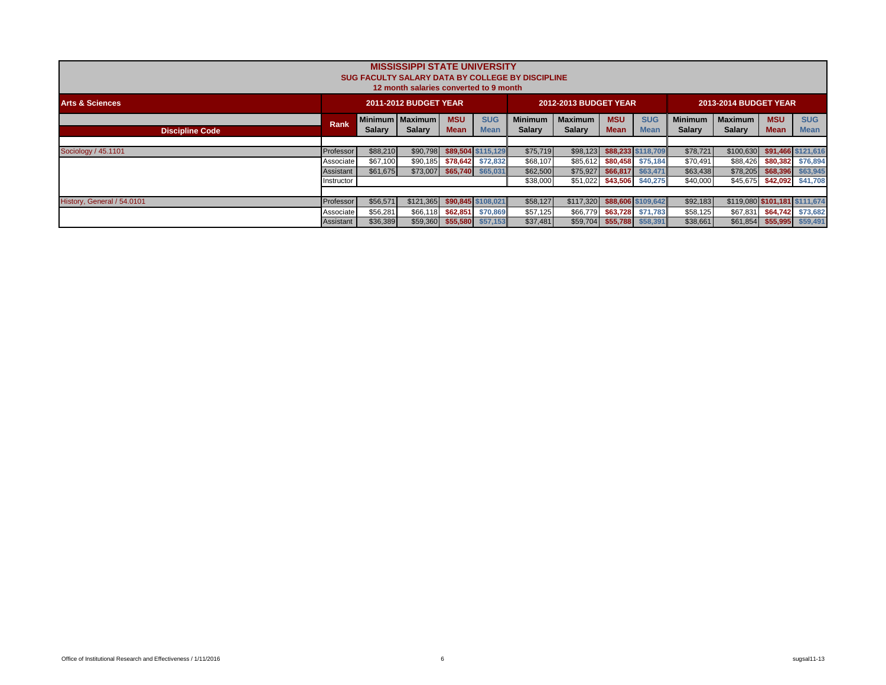# MISSISSIPPI STATE UNIVERSITY

## SUG FACULTY SALARY DATA BY COLLEGE BY DISCIPLINE

### 12 month salaries converted to 9 month

| Arts & Sciences | | 2011-2012 BUDGET YEAR | | | | 2012-2013 BUDGET YEAR | | | | 2013-2014 BUDGET YEAR | | | |
|---|---|---|---|---|---|---|---|---|---|---|---|---|---|
| Discipline Code | Rank | Minimum Salary | Maximum Salary | MSU Mean | SUG Mean | Minimum Salary | Maximum Salary | MSU Mean | SUG Mean | Minimum Salary | Maximum Salary | MSU Mean | SUG Mean |
| Sociology / 45.1101 | Professor | $88,210 | $90,798 | $89,504 | $115,129 | $75,719 | $98,123 | $88,233 | $118,709 | $78,721 | $100,630 | $91,466 | $121,616 |
| | Associate | $67,100 | $90,185 | $78,642 | $72,832 | $68,107 | $85,612 | $80,458 | $75,184 | $70,491 | $88,426 | $80,382 | $76,894 |
| | Assistant | $61,675 | $73,007 | $65,740 | $65,031 | $62,500 | $75,927 | $66,817 | $63,471 | $63,438 | $78,205 | $68,396 | $63,945 |
| | Instructor | | | | | $38,000 | $51,022 | $43,506 | $40,275 | $40,000 | $45,675 | $42,092 | $41,708 |
| History, General / 54.0101 | Professor | $56,571 | $121,365 | $90,845 | $108,021 | $58,127 | $117,320 | $88,606 | $109,642 | $92,183 | $119,080 | $101,181 | $111,674 |
| | Associate | $56,281 | $66,118 | $62,851 | $70,869 | $57,125 | $66,779 | $63,728 | $71,783 | $58,125 | $67,831 | $64,742 | $73,682 |
| | Assistant | $36,389 | $59,360 | $55,580 | $57,153 | $37,481 | $59,704 | $55,788 | $58,391 | $38,661 | $61,854 | $55,995 | $59,491 |

Office of Institutional Research and Effectiveness / 1/11/2016

sugsal11-13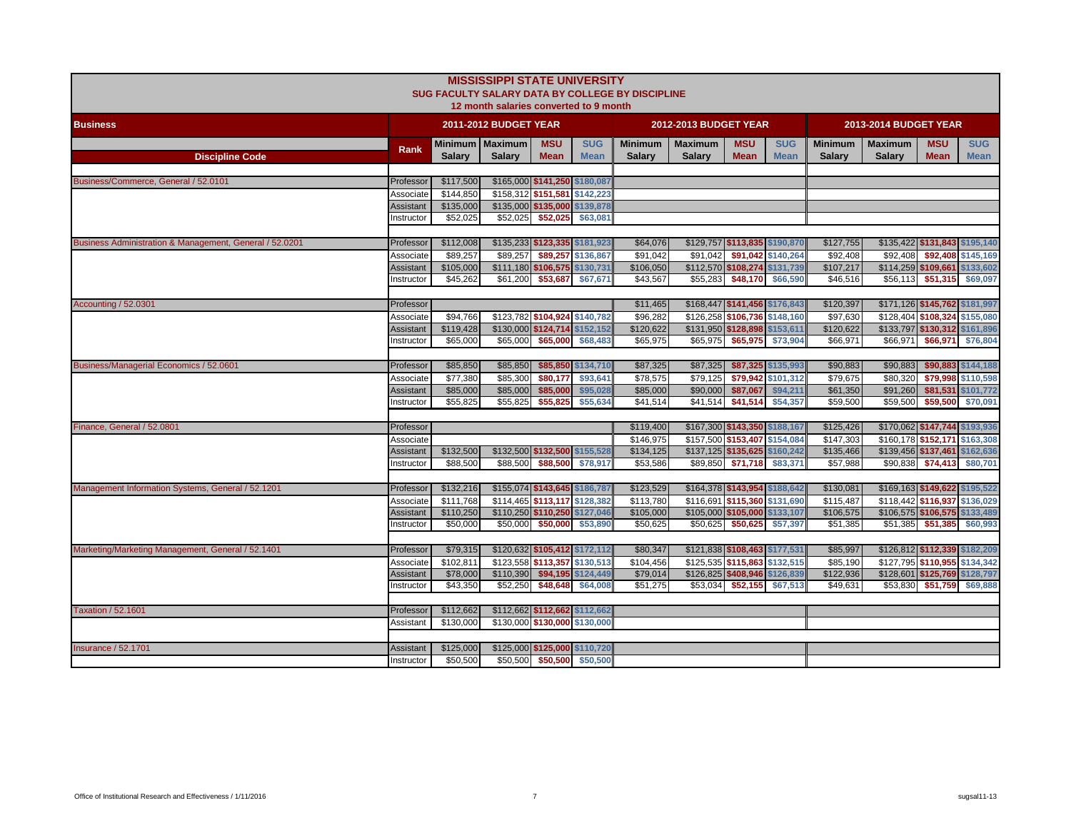# MISSISSIPPI STATE UNIVERSITY

## SUG FACULTY SALARY DATA BY COLLEGE BY DISCIPLINE

12 month salaries converted to 9 month

| Business | | 2011-2012 BUDGET YEAR | | | | 2012-2013 BUDGET YEAR | | | | 2013-2014 BUDGET YEAR | | | |
|---|---|---|---|---|---|---|---|---|---|---|---|---|---|
| Discipline Code | Rank | Minimum Salary | Maximum Salary | MSU Mean | SUG Mean | Minimum Salary | Maximum Salary | MSU Mean | SUG Mean | Minimum Salary | Maximum Salary | MSU Mean | SUG Mean |
| Business/Commerce, General / 52.0101 | Professor | $117,500 | $165,000 | $141,250 | $180,087 | | | | | | | | |
| | Associate | $144,850 | $158,312 | $151,581 | $142,223 | | | | | | | | |
| | Assistant | $135,000 | $135,000 | $135,000 | $139,878 | | | | | | | | |
| | Instructor | $52,025 | $52,025 | $52,025 | $63,081 | | | | | | | | |
| Business Administration & Management, General / 52.0201 | Professor | $112,008 | $135,233 | $123,335 | $181,923 | $64,076 | $129,757 | $113,835 | $190,870 | $127,755 | $135,422 | $131,843 | $195,140 |
| | Associate | $89,257 | $89,257 | $89,257 | $136,867 | $91,042 | $91,042 | $91,042 | $140,264 | $92,408 | $92,408 | $92,408 | $145,169 |
| | Assistant | $105,000 | $111,180 | $106,575 | $130,731 | $106,050 | $112,570 | $108,274 | $131,739 | $107,217 | $114,259 | $109,661 | $133,602 |
| | Instructor | $45,262 | $61,200 | $53,687 | $67,671 | $43,567 | $55,283 | $48,170 | $66,590 | $46,516 | $56,113 | $51,315 | $69,097 |
| Accounting / 52.0301 | Professor | | | | | $11,465 | $168,447 | $141,456 | $176,843 | $120,397 | $171,126 | $145,762 | $181,997 |
| | Associate | $94,766 | $123,782 | $104,924 | $140,782 | $96,282 | $126,258 | $106,736 | $148,160 | $97,630 | $128,404 | $108,324 | $155,080 |
| | Assistant | $119,428 | $130,000 | $124,714 | $152,152 | $120,622 | $131,950 | $128,898 | $153,611 | $120,622 | $133,797 | $130,312 | $161,896 |
| | Instructor | $65,000 | $65,000 | $65,000 | $68,483 | $65,975 | $65,975 | $65,975 | $73,904 | $66,971 | $66,971 | $66,971 | $76,804 |
| Business/Managerial Economics / 52.0601 | Professor | $85,850 | $85,850 | $85,850 | $134,710 | $87,325 | $87,325 | $87,325 | $135,993 | $90,883 | $90,883 | $90,883 | $144,188 |
| | Associate | $77,380 | $85,300 | $80,177 | $93,641 | $78,575 | $79,125 | $79,942 | $101,312 | $79,675 | $80,320 | $79,998 | $110,598 |
| | Assistant | $85,000 | $85,000 | $85,000 | $95,028 | $85,000 | $90,000 | $87,067 | $94,211 | $61,350 | $91,260 | $81,531 | $101,772 |
| | Instructor | $55,825 | $55,825 | $55,825 | $55,634 | $41,514 | $41,514 | $41,514 | $54,357 | $59,500 | $59,500 | $59,500 | $70,091 |
| Finance, General / 52.0801 | Professor | | | | | $119,400 | $167,300 | $143,350 | $188,167 | $125,426 | $170,062 | $147,744 | $193,936 |
| | Associate | | | | | $146,975 | $157,500 | $153,407 | $154,084 | $147,303 | $160,178 | $152,171 | $163,308 |
| | Assistant | $132,500 | $132,500 | $132,500 | $155,528 | $134,125 | $137,125 | $135,625 | $160,242 | $135,466 | $139,456 | $137,461 | $162,636 |
| | Instructor | $88,500 | $88,500 | $88,500 | $78,917 | $53,586 | $89,850 | $71,718 | $83,371 | $57,988 | $90,838 | $74,413 | $80,701 |
| Management Information Systems, General / 52.1201 | Professor | $132,216 | $155,074 | $143,645 | $186,787 | $123,529 | $164,378 | $143,954 | $188,642 | $130,081 | $169,163 | $149,622 | $195,522 |
| | Associate | $111,768 | $114,465 | $113,117 | $128,382 | $113,780 | $116,691 | $115,360 | $131,690 | $115,487 | $118,442 | $116,937 | $136,029 |
| | Assistant | $110,250 | $110,250 | $110,250 | $127,046 | $105,000 | $105,000 | $105,000 | $133,107 | $106,575 | $106,575 | $106,575 | $133,489 |
| | Instructor | $50,000 | $50,000 | $50,000 | $53,890 | $50,625 | $50,625 | $50,625 | $57,397 | $51,385 | $51,385 | $51,385 | $60,993 |
| Marketing/Marketing Management, General / 52.1401 | Professor | $79,315 | $120,632 | $105,412 | $172,112 | $80,347 | $121,838 | $108,463 | $177,531 | $85,997 | $126,812 | $112,339 | $182,209 |
| | Associate | $102,811 | $123,558 | $113,357 | $130,513 | $104,456 | $125,535 | $115,863 | $132,515 | $85,190 | $127,795 | $110,955 | $134,342 |
| | Assistant | $78,000 | $110,390 | $94,195 | $124,449 | $79,014 | $126,825 | $408,946 | $126,839 | $122,936 | $128,601 | $125,769 | $128,797 |
| | Instructor | $43,350 | $52,250 | $48,648 | $64,008 | $51,275 | $53,034 | $52,155 | $67,513 | $49,631 | $53,830 | $51,759 | $69,888 |
| Taxation / 52.1601 | Professor | $112,662 | $112,662 | $112,662 | $112,662 | | | | | | | | |
| | Assistant | $130,000 | $130,000 | $130,000 | $130,000 | | | | | | | | |
| Insurance / 52.1701 | Assistant | $125,000 | $125,000 | $125,000 | $110,720 | | | | | | | | |
| | Instructor | $50,500 | $50,500 | $50,500 | $50,500 | | | | | | | | |

Office of Institutional Research and Effectiveness / 1/11/2016 sugsal11-13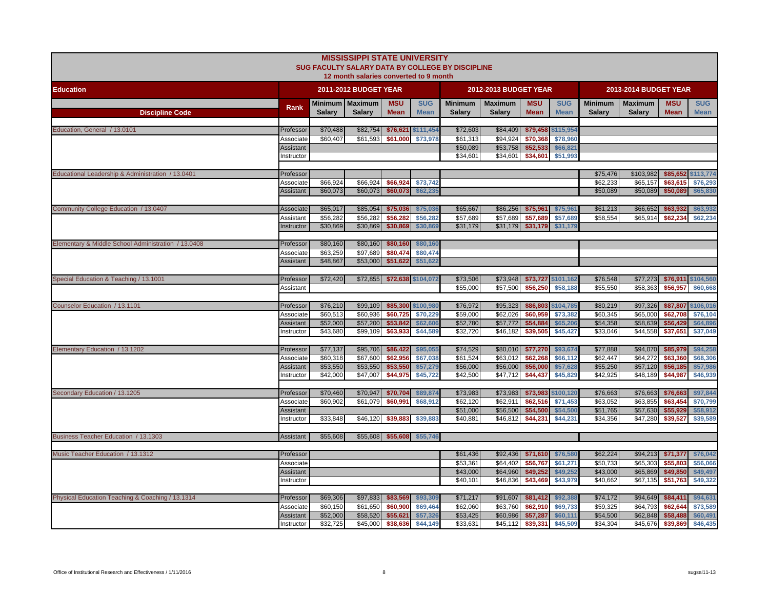# MISSISSIPPI STATE UNIVERSITY

## SUG FACULTY SALARY DATA BY COLLEGE BY DISCIPLINE

12 month salaries converted to 9 month

| Education | | 2011-2012 BUDGET YEAR | | | | 2012-2013 BUDGET YEAR | | | | 2013-2014 BUDGET YEAR | | | |
|---|---|---|---|---|---|---|---|---|---|---|---|---|---|
| Discipline Code | Rank | Minimum Salary | Maximum Salary | MSU Mean | SUG Mean | Minimum Salary | Maximum Salary | MSU Mean | SUG Mean | Minimum Salary | Maximum Salary | MSU Mean | SUG Mean |
| Education, General / 13.0101 | Professor | $70,488 | $82,754 | $76,621 | $111,454 | $72,603 | $84,409 | $79,458 | $115,954 | | | | |
| | Associate | $60,407 | $61,593 | $61,000 | $73,978 | $61,313 | $94,924 | $70,368 | $78,960 | | | | |
| | Assistant | | | | | $50,089 | $53,758 | $52,533 | $66,821 | | | | |
| | Instructor | | | | | $34,601 | $34,601 | $34,601 | $51,993 | | | | |
| Educational Leadership & Administration / 13.0401 | Professor | | | | | | | | | $75,476 | $103,982 | $85,652 | $113,774 |
| | Associate | $66,924 | $66,924 | $66,924 | $73,742 | | | | | $62,233 | $65,157 | $63,615 | $76,293 |
| | Assistant | $60,073 | $60,073 | $60,073 | $62,235 | | | | | $50,089 | $50,089 | $50,089 | $65,830 |
| Community College Education / 13.0407 | Associate | $65,017 | $85,054 | $75,036 | $75,036 | $65,667 | $86,256 | $75,961 | $75,961 | $61,213 | $66,652 | $63,932 | $63,932 |
| | Assistant | $56,282 | $56,282 | $56,282 | $56,282 | $57,689 | $57,689 | $57,689 | $57,689 | $58,554 | $65,914 | $62,234 | $62,234 |
| | Instructor | $30,869 | $30,869 | $30,869 | $30,869 | $31,179 | $31,179 | $31,179 | $31,179 | | | | |
| Elementary & Middle School Administration / 13.0408 | Professor | $80,160 | $80,160 | $80,160 | $80,160 | | | | | | | | |
| | Associate | $63,259 | $97,689 | $80,474 | $80,474 | | | | | | | | |
| | Assistant | $48,867 | $53,000 | $51,622 | $51,622 | | | | | | | | |
| Special Education & Teaching / 13.1001 | Professor | $72,420 | $72,855 | $72,638 | $104,072 | $73,506 | $73,948 | $73,727 | $101,162 | $76,548 | $77,273 | $76,911 | $104,560 |
| | Assistant | | | | | $55,000 | $57,500 | $56,250 | $58,188 | $55,550 | $58,363 | $56,957 | $60,668 |
| Counselor Education / 13.1101 | Professor | $76,210 | $99,109 | $85,300 | $100,980 | $76,972 | $95,323 | $86,803 | $104,785 | $80,219 | $97,326 | $87,807 | $106,016 |
| | Associate | $60,513 | $60,936 | $60,725 | $70,229 | $59,000 | $62,026 | $60,959 | $73,382 | $60,345 | $65,000 | $62,708 | $76,104 |
| | Assistant | $52,000 | $57,200 | $53,842 | $62,606 | $52,780 | $57,772 | $54,884 | $65,206 | $54,358 | $58,639 | $56,429 | $64,896 |
| | Instructor | $43,680 | $99,109 | $63,933 | $44,589 | $32,720 | $46,182 | $39,505 | $45,427 | $33,046 | $44,558 | $37,651 | $37,049 |
| Elementary Education / 13.1202 | Professor | $77,137 | $95,706 | $86,422 | $95,055 | $74,529 | $80,010 | $77,270 | $93,674 | $77,888 | $94,070 | $85,979 | $94,258 |
| | Associate | $60,318 | $67,600 | $62,956 | $67,038 | $61,524 | $63,012 | $62,268 | $66,112 | $62,447 | $64,272 | $63,360 | $68,306 |
| | Assistant | $53,550 | $53,550 | $53,550 | $57,279 | $56,000 | $56,000 | $56,000 | $57,628 | $55,250 | $57,120 | $56,185 | $57,986 |
| | Instructor | $42,000 | $47,007 | $44,975 | $45,722 | $42,500 | $47,712 | $44,437 | $45,829 | $42,925 | $48,189 | $44,987 | $46,939 |
| Secondary Education / 13.1205 | Professor | $70,460 | $70,947 | $70,704 | $89,874 | $73,983 | $73,983 | $73,983 | $100,120 | $76,663 | $76,663 | $76,663 | $97,844 |
| | Associate | $60,902 | $61,079 | $60,991 | $68,912 | $62,120 | $62,911 | $62,516 | $71,453 | $63,052 | $63,855 | $63,454 | $70,799 |
| | Assistant | | | | | $51,000 | $56,500 | $54,500 | $54,500 | $51,765 | $57,630 | $55,929 | $58,912 |
| | Instructor | $33,848 | $46,120 | $39,883 | $39,883 | $40,881 | $46,812 | $44,231 | $44,231 | $34,356 | $47,280 | $39,527 | $39,589 |
| Business Teacher Education / 13.1303 | Assistant | $55,608 | $55,608 | $55,608 | $55,746 | | | | | | | | |
| Music Teacher Education / 13.1312 | Professor | | | | | $61,436 | $92,436 | $71,610 | $76,580 | $62,224 | $94,213 | $71,377 | $76,042 |
| | Associate | | | | | $53,361 | $64,402 | $56,767 | $61,271 | $50,733 | $65,303 | $55,803 | $56,066 |
| | Assistant | | | | | $43,000 | $64,960 | $49,252 | $49,252 | $43,000 | $65,869 | $49,850 | $49,497 |
| | Instructor | | | | | $40,101 | $46,836 | $43,469 | $43,979 | $40,662 | $67,135 | $51,763 | $49,322 |
| Physical Education Teaching & Coaching / 13.1314 | Professor | $69,306 | $97,833 | $83,569 | $93,309 | $71,217 | $91,607 | $81,412 | $92,388 | $74,172 | $94,649 | $84,411 | $94,631 |
| | Associate | $60,150 | $61,650 | $60,900 | $69,464 | $62,060 | $63,760 | $62,910 | $69,733 | $59,325 | $64,793 | $62,644 | $73,589 |
| | Assistant | $52,000 | $58,520 | $55,621 | $57,326 | $53,425 | $60,986 | $57,287 | $60,111 | $54,500 | $62,848 | $58,488 | $60,491 |
| | Instructor | $32,725 | $45,000 | $38,636 | $44,149 | $33,631 | $45,112 | $39,331 | $45,509 | $34,304 | $45,676 | $39,869 | $46,435 |

Office of Institutional Research and Effectiveness / 1/11/2016 sugsal11-13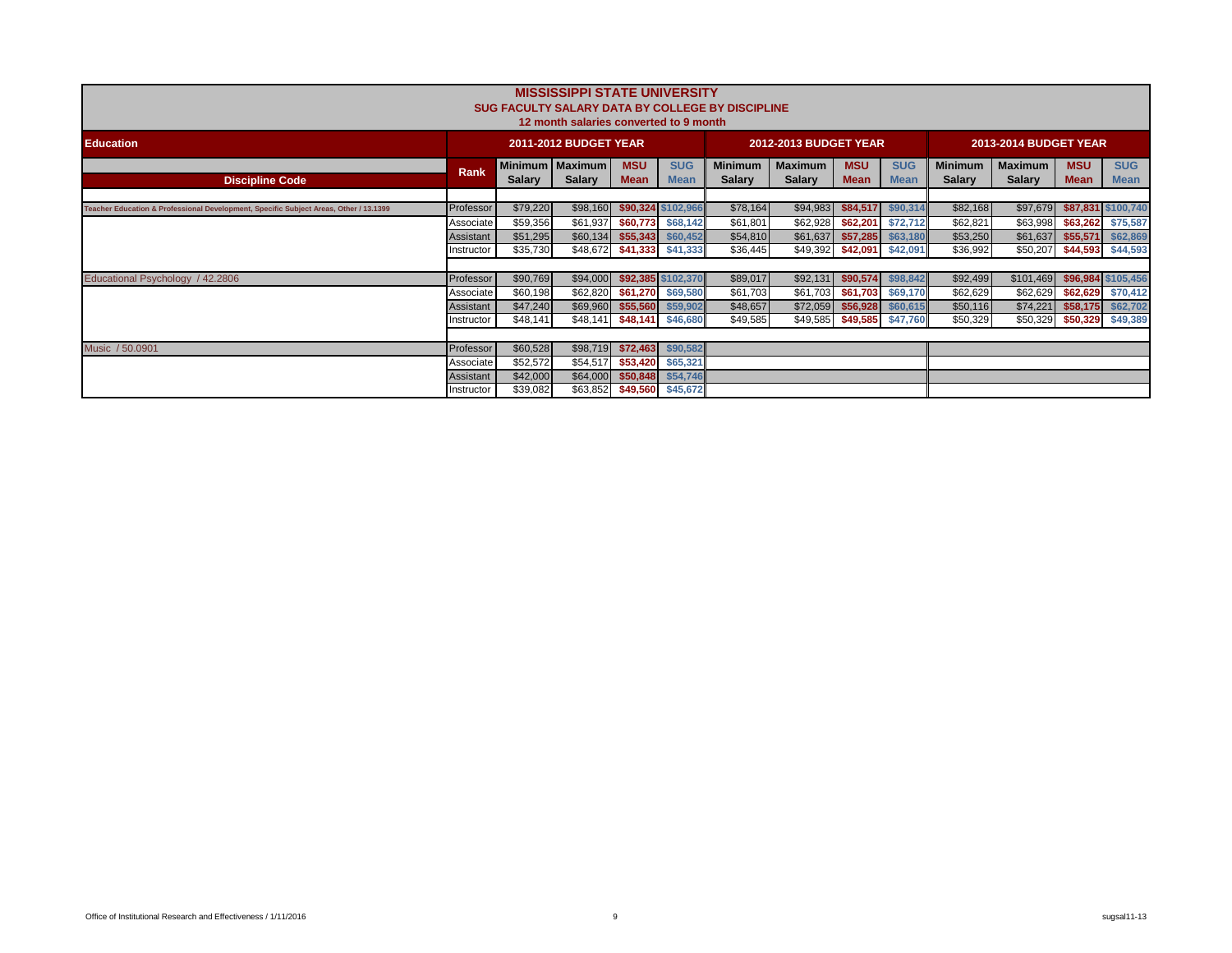# MISSISSIPPI STATE UNIVERSITY

## SUG FACULTY SALARY DATA BY COLLEGE BY DISCIPLINE

### 12 month salaries converted to 9 month

| Education | | 2011-2012 BUDGET YEAR | | | | 2012-2013 BUDGET YEAR | | | | 2013-2014 BUDGET YEAR | | | |
|---|---|---|---|---|---|---|---|---|---|---|---|---|---|
| Discipline Code | Rank | Minimum Salary | Maximum Salary | MSU Mean | SUG Mean | Minimum Salary | Maximum Salary | MSU Mean | SUG Mean | Minimum Salary | Maximum Salary | MSU Mean | SUG Mean |
| Teacher Education & Professional Development, Specific Subject Areas, Other / 13.1399 | Professor | $79,220 | $98,160 | $90,324 | $102,966 | $78,164 | $94,983 | $84,517 | $90,314 | $82,168 | $97,679 | $87,831 | $100,740 |
| | Associate | $59,356 | $61,937 | $60,773 | $68,142 | $61,801 | $62,928 | $62,201 | $72,712 | $62,821 | $63,998 | $63,262 | $75,587 |
| | Assistant | $51,295 | $60,134 | $55,343 | $60,452 | $54,810 | $61,637 | $57,285 | $63,180 | $53,250 | $61,637 | $55,571 | $62,869 |
| | Instructor | $35,730 | $48,672 | $41,333 | $41,333 | $36,445 | $49,392 | $42,091 | $42,091 | $36,992 | $50,207 | $44,593 | $44,593 |
| Educational Psychology / 42.2806 | Professor | $90,769 | $94,000 | $92,385 | $102,370 | $89,017 | $92,131 | $90,574 | $98,842 | $92,499 | $101,469 | $96,984 | $105,456 |
| | Associate | $60,198 | $62,820 | $61,270 | $69,580 | $61,703 | $61,703 | $61,703 | $69,170 | $62,629 | $62,629 | $62,629 | $70,412 |
| | Assistant | $47,240 | $69,960 | $55,560 | $59,902 | $48,657 | $72,059 | $56,928 | $60,615 | $50,116 | $74,221 | $58,175 | $62,702 |
| | Instructor | $48,141 | $48,141 | $48,141 | $46,680 | $49,585 | $49,585 | $49,585 | $47,760 | $50,329 | $50,329 | $50,329 | $49,389 |
| Music / 50.0901 | Professor | $60,528 | $98,719 | $72,463 | $90,582 | | | | | | | | |
| | Associate | $52,572 | $54,517 | $53,420 | $65,321 | | | | | | | | |
| | Assistant | $42,000 | $64,000 | $50,848 | $54,746 | | | | | | | | |
| | Instructor | $39,082 | $63,852 | $49,560 | $45,672 | | | | | | | | |

Office of Institutional Research and Effectiveness / 1/11/2016

sugsal11-13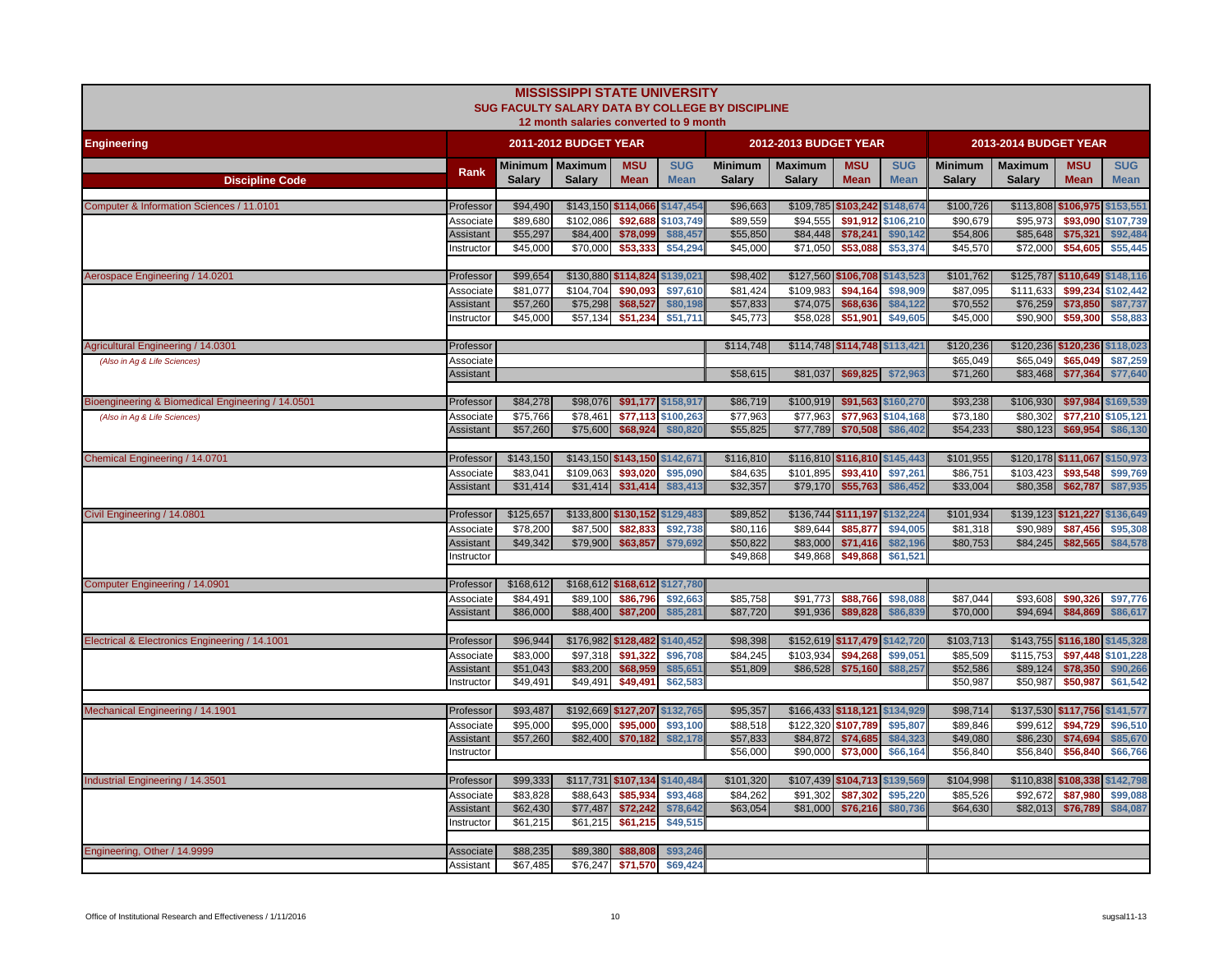# MISSISSIPPI STATE UNIVERSITY

## SUG FACULTY SALARY DATA BY COLLEGE BY DISCIPLINE

12 month salaries converted to 9 month

| Engineering | | 2011-2012 BUDGET YEAR | | | | 2012-2013 BUDGET YEAR | | | | 2013-2014 BUDGET YEAR | | | |
|---|---|---|---|---|---|---|---|---|---|---|---|---|---|
| Discipline Code | Rank | Minimum Salary | Maximum Salary | MSU Mean | SUG Mean | Minimum Salary | Maximum Salary | MSU Mean | SUG Mean | Minimum Salary | Maximum Salary | MSU Mean | SUG Mean |
| Computer & Information Sciences / 11.0101 | Professor | $94,490 | $143,150 | $114,066 | $147,454 | $96,663 | $109,785 | $103,242 | $148,674 | $100,726 | $113,808 | $106,975 | $153,551 |
| | Associate | $89,680 | $102,086 | $92,688 | $103,749 | $89,559 | $94,555 | $91,912 | $106,210 | $90,679 | $95,973 | $93,090 | $107,739 |
| | Assistant | $55,297 | $84,400 | $78,099 | $88,457 | $55,850 | $84,448 | $78,241 | $90,142 | $54,806 | $85,648 | $75,321 | $92,484 |
| | Instructor | $45,000 | $70,000 | $53,333 | $54,294 | $45,000 | $71,050 | $53,088 | $53,374 | $45,570 | $72,000 | $54,605 | $55,445 |
| Aerospace Engineering / 14.0201 | Professor | $99,654 | $130,880 | $114,824 | $139,021 | $98,402 | $127,560 | $106,708 | $143,523 | $101,762 | $125,787 | $110,649 | $148,116 |
| | Associate | $81,077 | $104,704 | $90,093 | $97,610 | $81,424 | $109,983 | $94,164 | $98,909 | $87,095 | $111,633 | $99,234 | $102,442 |
| | Assistant | $57,260 | $75,298 | $68,527 | $80,198 | $57,833 | $74,075 | $68,636 | $84,122 | $70,552 | $76,259 | $73,850 | $87,737 |
| | Instructor | $45,000 | $57,134 | $51,234 | $51,711 | $45,773 | $58,028 | $51,901 | $49,605 | $45,000 | $90,900 | $59,300 | $58,883 |
| Agricultural Engineering / 14.0301 | Professor | | | | | $114,748 | $114,748 | $114,748 | $113,421 | $120,236 | $120,236 | $120,236 | $118,023 |
| *(Also in Ag & Life Sciences)* | Associate | | | | | | | | | $65,049 | $65,049 | $65,049 | $87,259 |
| | Assistant | | | | | $58,615 | $81,037 | $69,825 | $72,963 | $71,260 | $83,468 | $77,364 | $77,640 |
| Bioengineering & Biomedical Engineering / 14.0501 | Professor | $84,278 | $98,076 | $91,177 | $158,917 | $86,719 | $100,919 | $91,563 | $160,270 | $93,238 | $106,930 | $97,984 | $169,539 |
| *(Also in Ag & Life Sciences)* | Associate | $75,766 | $78,461 | $77,113 | $100,263 | $77,963 | $77,963 | $77,963 | $104,168 | $73,180 | $80,302 | $77,210 | $105,121 |
| | Assistant | $57,260 | $75,600 | $68,924 | $80,820 | $55,825 | $77,789 | $70,508 | $86,402 | $54,233 | $80,123 | $69,954 | $86,130 |
| Chemical Engineering / 14.0701 | Professor | $143,150 | $143,150 | $143,150 | $142,671 | $116,810 | $116,810 | $116,810 | $145,443 | $101,955 | $120,178 | $111,067 | $150,973 |
| | Associate | $83,041 | $109,063 | $93,020 | $95,090 | $84,635 | $101,895 | $93,410 | $97,261 | $86,751 | $103,423 | $93,548 | $99,769 |
| | Assistant | $31,414 | $31,414 | $31,414 | $83,413 | $32,357 | $79,170 | $55,763 | $86,452 | $33,004 | $80,358 | $62,787 | $87,935 |
| Civil Engineering / 14.0801 | Professor | $125,657 | $133,800 | $130,152 | $129,483 | $89,852 | $136,744 | $111,197 | $132,224 | $101,934 | $139,123 | $121,227 | $136,649 |
| | Associate | $78,200 | $87,500 | $82,833 | $92,738 | $80,116 | $89,644 | $85,877 | $94,005 | $81,318 | $90,989 | $87,456 | $95,308 |
| | Assistant | $49,342 | $79,900 | $63,857 | $79,692 | $50,822 | $83,000 | $71,416 | $82,196 | $80,753 | $84,245 | $82,565 | $84,578 |
| | Instructor | | | | | $49,868 | $49,868 | $49,868 | $61,521 | | | | |
| Computer Engineering / 14.0901 | Professor | $168,612 | $168,612 | $168,612 | $127,780 | | | | | | | | |
| | Associate | $84,491 | $89,100 | $86,796 | $92,663 | $85,758 | $91,773 | $88,766 | $98,088 | $87,044 | $93,608 | $90,326 | $97,776 |
| | Assistant | $86,000 | $88,400 | $87,200 | $85,281 | $87,720 | $91,936 | $89,828 | $86,839 | $70,000 | $94,694 | $84,869 | $86,617 |
| Electrical & Electronics Engineering / 14.1001 | Professor | $96,944 | $176,982 | $128,482 | $140,452 | $98,398 | $152,619 | $117,479 | $142,720 | $103,713 | $143,755 | $116,180 | $145,328 |
| | Associate | $83,000 | $97,318 | $91,322 | $96,708 | $84,245 | $103,934 | $94,268 | $99,051 | $85,509 | $115,753 | $97,448 | $101,228 |
| | Assistant | $51,043 | $83,200 | $68,959 | $85,651 | $51,809 | $86,528 | $75,160 | $88,257 | $52,586 | $89,124 | $78,350 | $90,266 |
| | Instructor | $49,491 | $49,491 | $49,491 | $62,583 | | | | | $50,987 | $50,987 | $50,987 | $61,542 |
| Mechanical Engineering / 14.1901 | Professor | $93,487 | $192,669 | $127,207 | $132,765 | $95,357 | $166,433 | $118,121 | $134,929 | $98,714 | $137,530 | $117,756 | $141,577 |
| | Associate | $95,000 | $95,000 | $95,000 | $93,100 | $88,518 | $122,320 | $107,789 | $95,807 | $89,846 | $99,612 | $94,729 | $96,510 |
| | Assistant | $57,260 | $82,400 | $70,182 | $82,178 | $57,833 | $84,872 | $74,685 | $84,323 | $49,080 | $86,230 | $74,694 | $85,670 |
| | Instructor | | | | | $56,000 | $90,000 | $73,000 | $66,164 | $56,840 | $56,840 | $56,840 | $66,766 |
| Industrial Engineering / 14.3501 | Professor | $99,333 | $117,731 | $107,134 | $140,484 | $101,320 | $107,439 | $104,713 | $139,569 | $104,998 | $110,838 | $108,338 | $142,798 |
| | Associate | $83,828 | $88,643 | $85,934 | $93,468 | $84,262 | $91,302 | $87,302 | $95,220 | $85,526 | $92,672 | $87,980 | $99,088 |
| | Assistant | $62,430 | $77,487 | $72,242 | $78,642 | $63,054 | $81,000 | $76,216 | $80,736 | $64,630 | $82,013 | $76,789 | $84,087 |
| | Instructor | $61,215 | $61,215 | $61,215 | $49,515 | | | | | | | | |
| Engineering, Other / 14.9999 | Associate | $88,235 | $89,380 | $88,808 | $93,246 | | | | | | | | |
| | Assistant | $67,485 | $76,247 | $71,570 | $69,424 | | | | | | | | |

Office of Institutional Research and Effectiveness / 1/11/2016 sugsal11-13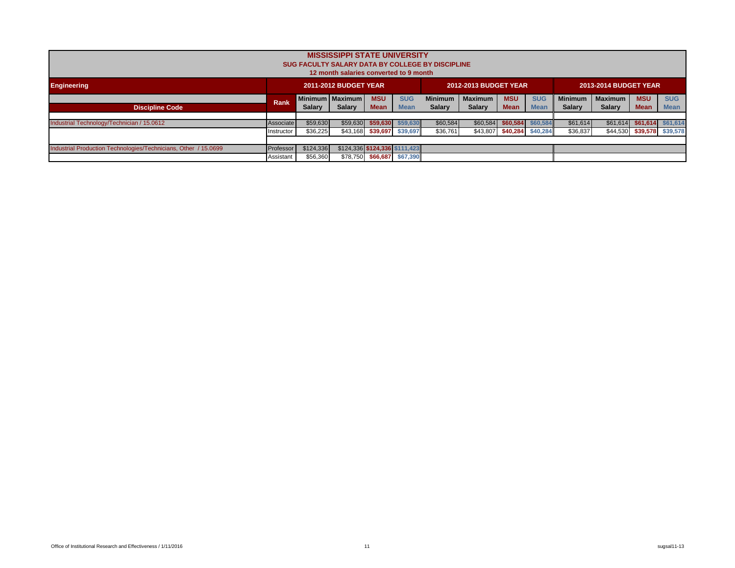# MISSISSIPPI STATE UNIVERSITY

## SUG FACULTY SALARY DATA BY COLLEGE BY DISCIPLINE

### 12 month salaries converted to 9 month

| Engineering | | 2011-2012 BUDGET YEAR | | | | 2012-2013 BUDGET YEAR | | | | 2013-2014 BUDGET YEAR | | | |
|---|---|---|---|---|---|---|---|---|---|---|---|---|---|
| Discipline Code | Rank | Minimum Salary | Maximum Salary | MSU Mean | SUG Mean | Minimum Salary | Maximum Salary | MSU Mean | SUG Mean | Minimum Salary | Maximum Salary | MSU Mean | SUG Mean |
| Industrial Technology/Technician / 15.0612 | Associate | $59,630 | $59,630 | $59,630 | $59,630 | $60,584 | $60,584 | $60,584 | $60,584 | $61,614 | $61,614 | $61,614 | $61,614 |
| | Instructor | $36,225 | $43,168 | $39,697 | $39,697 | $36,761 | $43,807 | $40,284 | $40,284 | $36,837 | $44,530 | $39,578 | $39,578 |
| Industrial Production Technologies/Technicians, Other / 15.0699 | Professor | $124,336 | $124,336 | $124,336 | $111,423 | | | | | | | | |
| | Assistant | $56,360 | $78,750 | $66,687 | $67,390 | | | | | | | | |

Office of Institutional Research and Effectiveness / 1/11/2016

sugsal11-13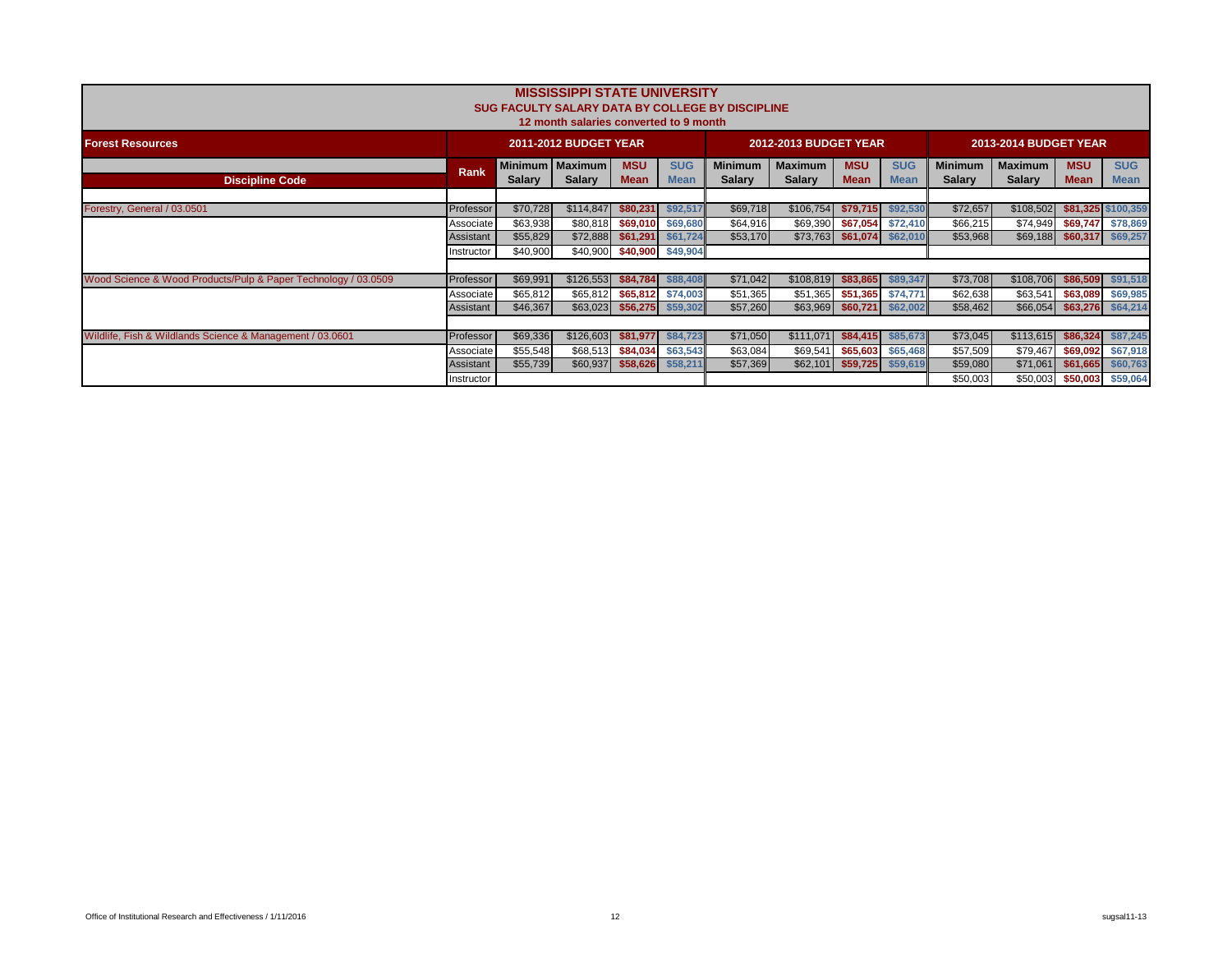# MISSISSIPPI STATE UNIVERSITY

## SUG FACULTY SALARY DATA BY COLLEGE BY DISCIPLINE

### 12 month salaries converted to 9 month

| Forest Resources | | 2011-2012 BUDGET YEAR | | | | 2012-2013 BUDGET YEAR | | | | 2013-2014 BUDGET YEAR | | | |
|---|---|---|---|---|---|---|---|---|---|---|---|---|---|
| Discipline Code | Rank | Minimum Salary | Maximum Salary | MSU Mean | SUG Mean | Minimum Salary | Maximum Salary | MSU Mean | SUG Mean | Minimum Salary | Maximum Salary | MSU Mean | SUG Mean |
| Forestry, General / 03.0501 | Professor | $70,728 | $114,847 | $80,231 | $92,517 | $69,718 | $106,754 | $79,715 | $92,530 | $72,657 | $108,502 | $81,325 | $100,359 |
| | Associate | $63,938 | $80,818 | $69,010 | $69,680 | $64,916 | $69,390 | $67,054 | $72,410 | $66,215 | $74,949 | $69,747 | $78,869 |
| | Assistant | $55,829 | $72,888 | $61,291 | $61,724 | $53,170 | $73,763 | $61,074 | $62,010 | $53,968 | $69,188 | $60,317 | $69,257 |
| | Instructor | $40,900 | $40,900 | $40,900 | $49,904 | | | | | | | | |
| Wood Science & Wood Products/Pulp & Paper Technology / 03.0509 | Professor | $69,991 | $126,553 | $84,784 | $88,408 | $71,042 | $108,819 | $83,865 | $89,347 | $73,708 | $108,706 | $86,509 | $91,518 |
| | Associate | $65,812 | $65,812 | $65,812 | $74,003 | $51,365 | $51,365 | $51,365 | $74,771 | $62,638 | $63,541 | $63,089 | $69,985 |
| | Assistant | $46,367 | $63,023 | $56,275 | $59,302 | $57,260 | $63,969 | $60,721 | $62,002 | $58,462 | $66,054 | $63,276 | $64,214 |
| Wildlife, Fish & Wildlands Science & Management / 03.0601 | Professor | $69,336 | $126,603 | $81,977 | $84,723 | $71,050 | $111,071 | $84,415 | $85,673 | $73,045 | $113,615 | $86,324 | $87,245 |
| | Associate | $55,548 | $68,513 | $84,034 | $63,543 | $63,084 | $69,541 | $65,603 | $65,468 | $57,509 | $79,467 | $69,092 | $67,918 |
| | Assistant | $55,739 | $60,937 | $58,626 | $58,211 | $57,369 | $62,101 | $59,725 | $59,619 | $59,080 | $71,061 | $61,665 | $60,763 |
| | Instructor | | | | | | | | | $50,003 | $50,003 | $50,003 | $59,064 |

Office of Institutional Research and Effectiveness / 1/11/2016

sugsal11-13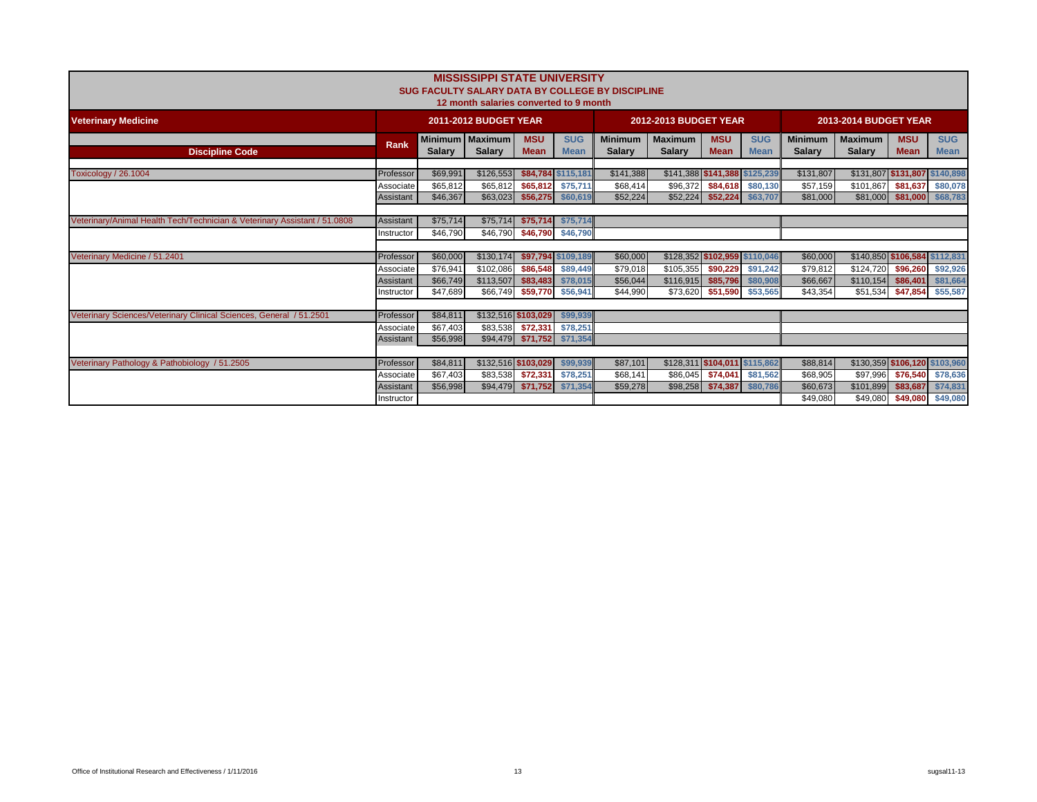# MISSISSIPPI STATE UNIVERSITY

## SUG FACULTY SALARY DATA BY COLLEGE BY DISCIPLINE

### 12 month salaries converted to 9 month

| Veterinary Medicine | | 2011-2012 BUDGET YEAR | | | | 2012-2013 BUDGET YEAR | | | | 2013-2014 BUDGET YEAR | | | |
|---|---|---|---|---|---|---|---|---|---|---|---|---|---|
| Discipline Code | Rank | Minimum Salary | Maximum Salary | MSU Mean | SUG Mean | Minimum Salary | Maximum Salary | MSU Mean | SUG Mean | Minimum Salary | Maximum Salary | MSU Mean | SUG Mean |
| Toxicology / 26.1004 | Professor | $69,991 | $126,553 | $84,784 | $115,181 | $141,388 | $141,388 | $141,388 | $125,239 | $131,807 | $131,807 | $131,807 | $140,898 |
| | Associate | $65,812 | $65,812 | $65,812 | $75,711 | $68,414 | $96,372 | $84,618 | $80,130 | $57,159 | $101,867 | $81,637 | $80,078 |
| | Assistant | $46,367 | $63,023 | $56,275 | $60,619 | $52,224 | $52,224 | $52,224 | $63,707 | $81,000 | $81,000 | $81,000 | $68,783 |
| Veterinary/Animal Health Tech/Technician & Veterinary Assistant / 51.0808 | Assistant | $75,714 | $75,714 | $75,714 | $75,714 | | | | | | | | |
| | Instructor | $46,790 | $46,790 | $46,790 | $46,790 | | | | | | | | |
| Veterinary Medicine / 51.2401 | Professor | $60,000 | $130,174 | $97,794 | $109,189 | $60,000 | $128,352 | $102,959 | $110,046 | $60,000 | $140,850 | $106,584 | $112,831 |
| | Associate | $76,941 | $102,086 | $86,548 | $89,449 | $79,018 | $105,355 | $90,229 | $91,242 | $79,812 | $124,720 | $96,260 | $92,926 |
| | Assistant | $66,749 | $113,507 | $83,483 | $78,015 | $56,044 | $116,915 | $85,796 | $80,908 | $66,667 | $110,154 | $86,401 | $81,664 |
| | Instructor | $47,689 | $66,749 | $59,770 | $56,941 | $44,990 | $73,620 | $51,590 | $53,565 | $43,354 | $51,534 | $47,854 | $55,587 |
| Veterinary Sciences/Veterinary Clinical Sciences, General / 51.2501 | Professor | $84,811 | $132,516 | $103,029 | $99,939 | | | | | | | | |
| | Associate | $67,403 | $83,538 | $72,331 | $78,251 | | | | | | | | |
| | Assistant | $56,998 | $94,479 | $71,752 | $71,354 | | | | | | | | |
| Veterinary Pathology & Pathobiology / 51.2505 | Professor | $84,811 | $132,516 | $103,029 | $99,939 | $87,101 | $128,311 | $104,011 | $115,862 | $88,814 | $130,359 | $106,120 | $103,960 |
| | Associate | $67,403 | $83,538 | $72,331 | $78,251 | $68,141 | $86,045 | $74,041 | $81,562 | $68,905 | $97,996 | $76,540 | $78,636 |
| | Assistant | $56,998 | $94,479 | $71,752 | $71,354 | $59,278 | $98,258 | $74,387 | $80,786 | $60,673 | $101,899 | $83,687 | $74,831 |
| | Instructor | | | | | | | | | $49,080 | $49,080 | $49,080 | $49,080 |

Office of Institutional Research and Effectiveness / 1/11/2016

sugsal11-13